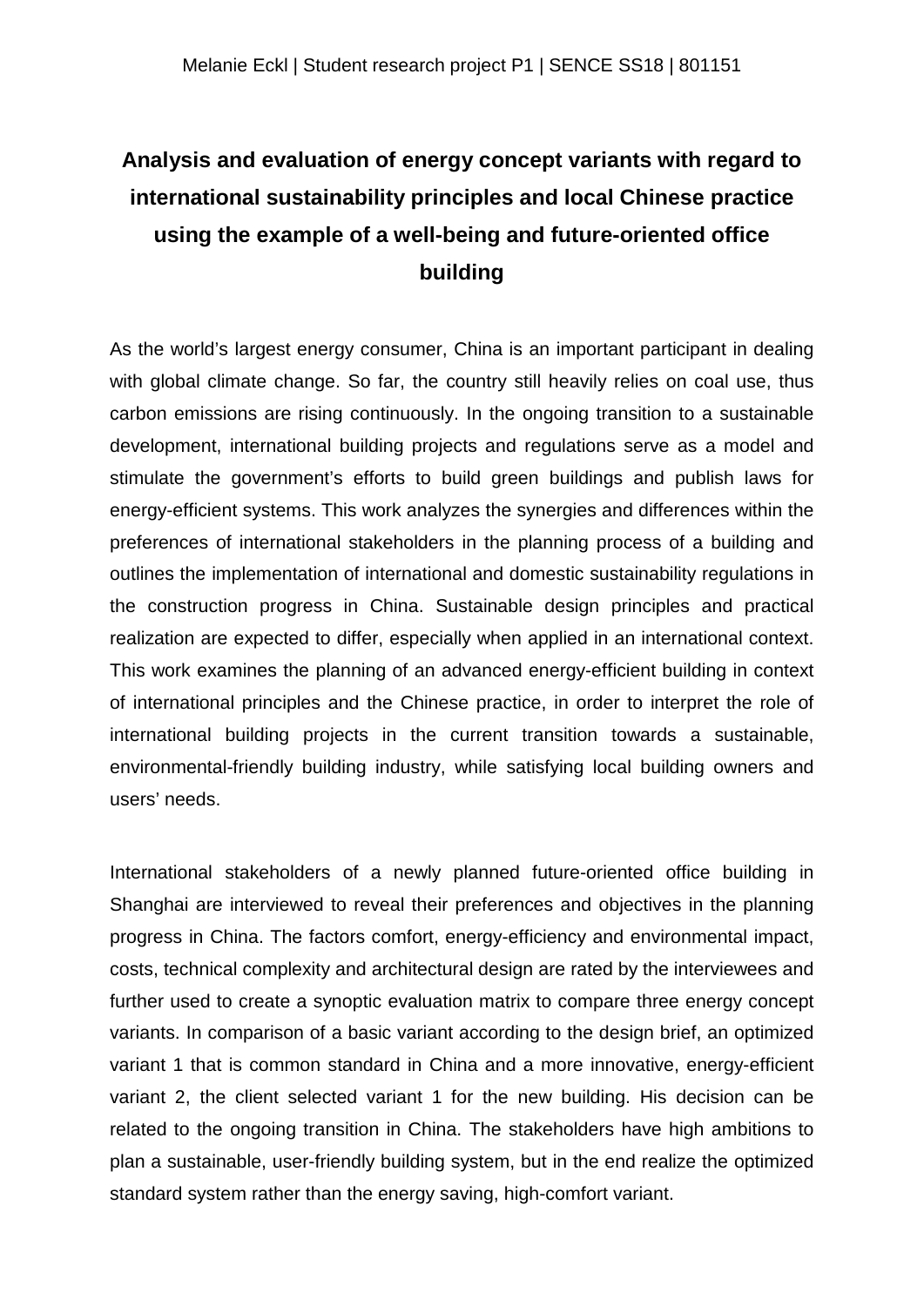# Analysis and evaluation of energy concept variants with regard to international sustainability principles and local Chinese practice using the example of a well-being and future-oriented office building

As the world's largest energy consumer, China is an important participant in dealing with global climate change. So far, the country still heavily relies on coal use, thus carbon emissions are rising continuously. In the ongoing transition to a sustainable development, international building projects and regulations serve as a model and stimulate the government's efforts to build green buildings and publish laws for energy-efficient systems. This work analyzes the synergies and differences within the preferences of international stakeholders in the planning process of a building and outlines the implementation of international and domestic sustainability regulations in the construction progress in China. Sustainable design principles and practical realization are expected to differ, especially when applied in an international context. This work examines the planning of an advanced energy-efficient building in context of international principles and the Chinese practice, in order to interpret the role of international building projects in the current transition towards a sustainable, environmental-friendly building industry, while satisfying local building owners and users' needs.

International stakeholders of a newly planned future-oriented office building in Shanghai are interviewed to reveal their preferences and objectives in the planning progress in China. The factors comfort, energy-efficiency and environmental impact, costs, technical complexity and architectural design are rated by the interviewees and further used to create a synoptic evaluation matrix to compare three energy concept variants. In comparison of a basic variant according to the design brief, an optimized variant 1 that is common standard in China and a more innovative, energy-efficient variant 2, the client selected variant 1 for the new building. His decision can be related to the ongoing transition in China. The stakeholders have high ambitions to plan a sustainable, user-friendly building system, but in the end realize the optimized standard system rather than the energy saving, high-comfort variant.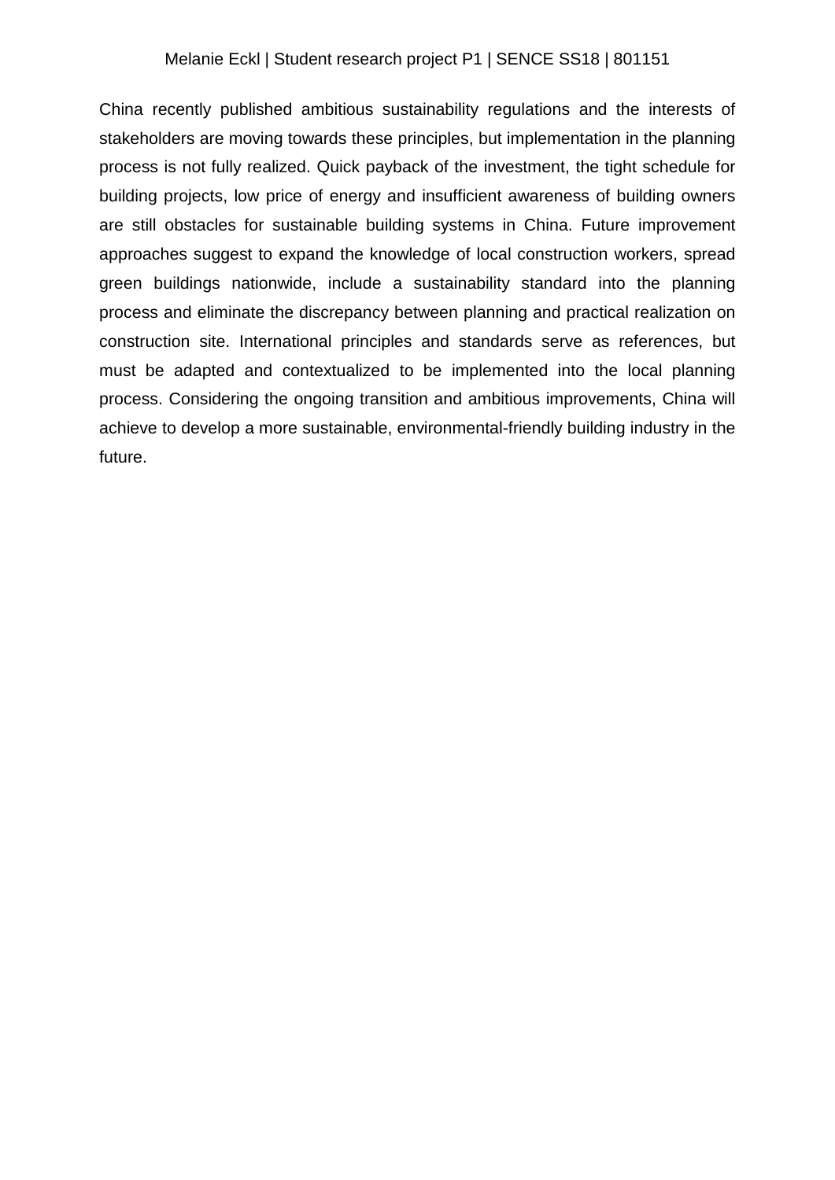China recently published ambitious sustainability regulations and the interests of stakeholders are moving towards these principles, but implementation in the planning process is not fully realized. Quick payback of the investment, the tight schedule for building projects, low price of energy and insufficient awareness of building owners are still obstacles for sustainable building systems in China. Future improvement approaches suggest to expand the knowledge of local construction workers, spread green buildings nationwide, include a sustainability standard into the planning process and eliminate the discrepancy between planning and practical realization on construction site. International principles and standards serve as references, but must be adapted and contextualized to be implemented into the local planning process. Considering the ongoing transition and ambitious improvements, China will achieve to develop a more sustainable, environmental-friendly building industry in the future.